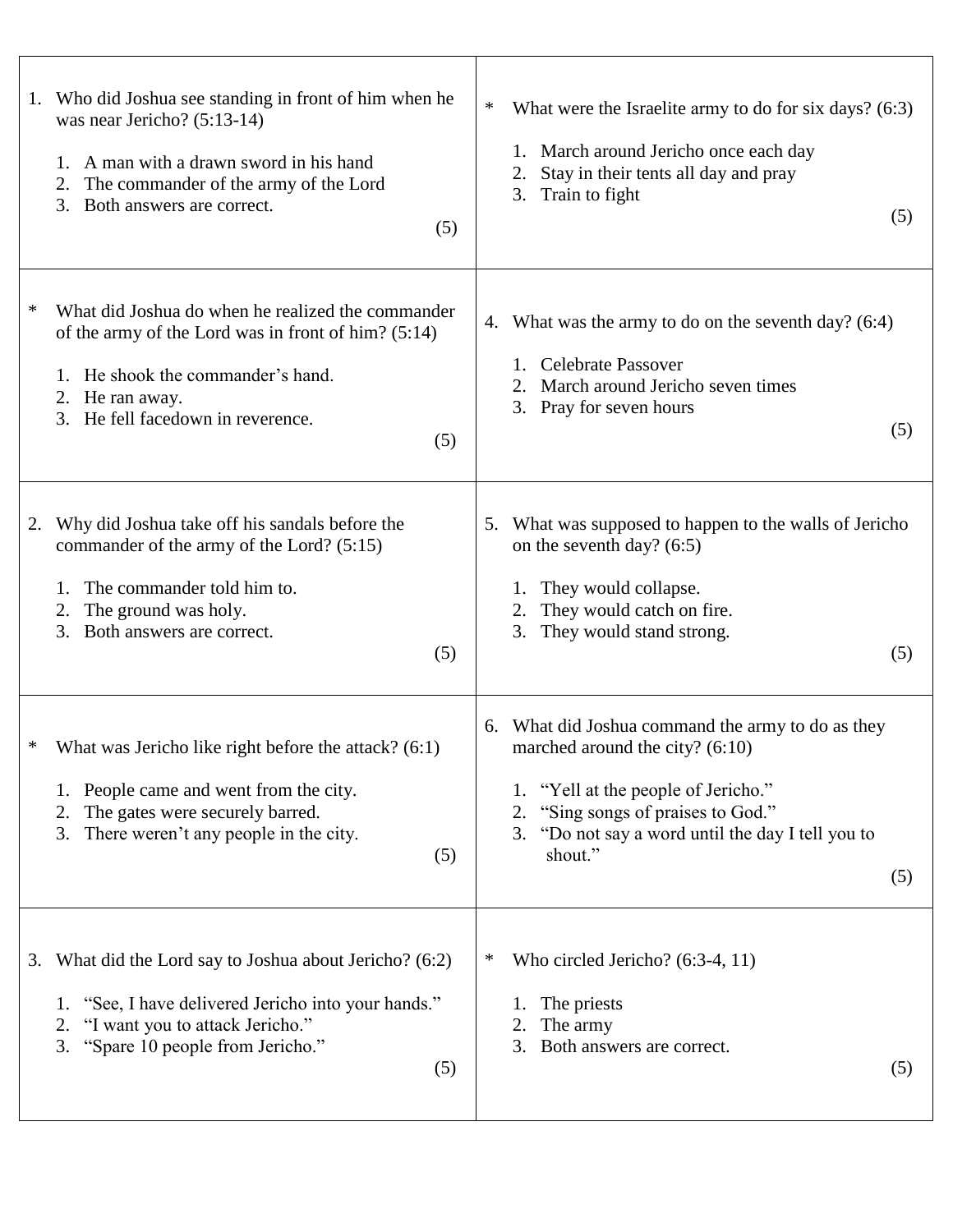1. Who did Joshua see standing in front of him when he was near Jericho? (5:13-14)

    1. A man with a drawn sword in his hand
    2. The commander of the army of the Lord
    3. Both answers are correct.

    (5)

\* What did Joshua do when he realized the commander of the army of the Lord was in front of him? (5:14)

1. He shook the commander's hand.
2. He ran away.
3. He fell facedown in reverence.

(5)

2. Why did Joshua take off his sandals before the commander of the army of the Lord? (5:15)

    1. The commander told him to.
    2. The ground was holy.
    3. Both answers are correct.

    (5)

\* What was Jericho like right before the attack? (6:1)

1. People came and went from the city.
2. The gates were securely barred.
3. There weren't any people in the city.

(5)

3. What did the Lord say to Joshua about Jericho? (6:2)

    1. "See, I have delivered Jericho into your hands."
    2. "I want you to attack Jericho."
    3. "Spare 10 people from Jericho."

    (5)

\* What were the Israelite army to do for six days? (6:3)

1. March around Jericho once each day
2. Stay in their tents all day and pray
3. Train to fight

(5)

4. What was the army to do on the seventh day? (6:4)

    1. Celebrate Passover
    2. March around Jericho seven times
    3. Pray for seven hours

    (5)

5. What was supposed to happen to the walls of Jericho on the seventh day? (6:5)

    1. They would collapse.
    2. They would catch on fire.
    3. They would stand strong.

    (5)

6. What did Joshua command the army to do as they marched around the city? (6:10)

    1. "Yell at the people of Jericho."
    2. "Sing songs of praises to God."
    3. "Do not say a word until the day I tell you to shout."

    (5)

\* Who circled Jericho? (6:3-4, 11)

1. The priests
2. The army
3. Both answers are correct.

(5)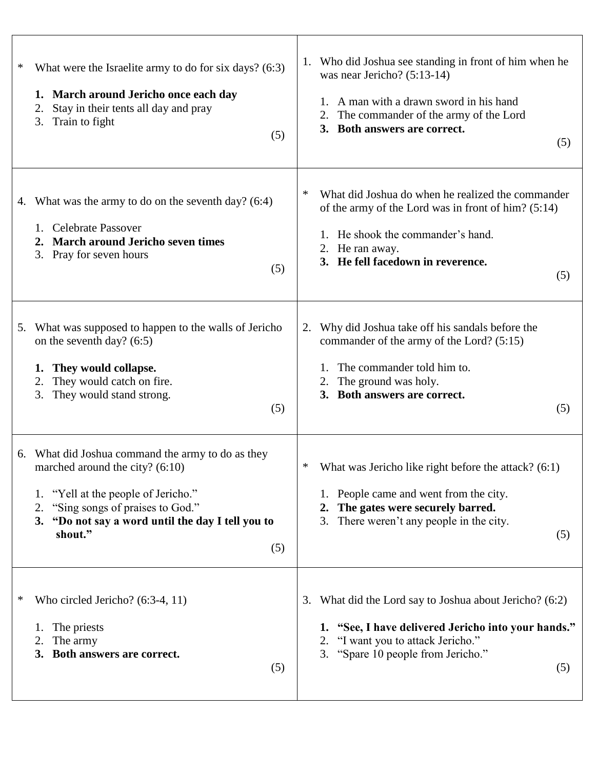\* What were the Israelite army to do for six days? (6:3)

1. **March around Jericho once each day**
2. Stay in their tents all day and pray
3. Train to fight

(5)

4. What was the army to do on the seventh day? (6:4)

1. Celebrate Passover
2. **March around Jericho seven times**
3. Pray for seven hours

(5)

5. What was supposed to happen to the walls of Jericho on the seventh day? (6:5)

1. **They would collapse.**
2. They would catch on fire.
3. They would stand strong.

(5)

6. What did Joshua command the army to do as they marched around the city? (6:10)

1. "Yell at the people of Jericho."
2. "Sing songs of praises to God."
3. **"Do not say a word until the day I tell you to shout."**

(5)

\* Who circled Jericho? (6:3-4, 11)

1. The priests
2. The army
3. **Both answers are correct.**

(5)

1. Who did Joshua see standing in front of him when he was near Jericho? (5:13-14)

1. A man with a drawn sword in his hand
2. The commander of the army of the Lord
3. **Both answers are correct.**

(5)

\* What did Joshua do when he realized the commander of the army of the Lord was in front of him? (5:14)

1. He shook the commander's hand.
2. He ran away.
3. **He fell facedown in reverence.**

(5)

2. Why did Joshua take off his sandals before the commander of the army of the Lord? (5:15)

1. The commander told him to.
2. The ground was holy.
3. **Both answers are correct.**

(5)

\* What was Jericho like right before the attack? (6:1)

1. People came and went from the city.
2. **The gates were securely barred.**
3. There weren't any people in the city.

(5)

3. What did the Lord say to Joshua about Jericho? (6:2)

1. **"See, I have delivered Jericho into your hands."**
2. "I want you to attack Jericho."
3. "Spare 10 people from Jericho."

(5)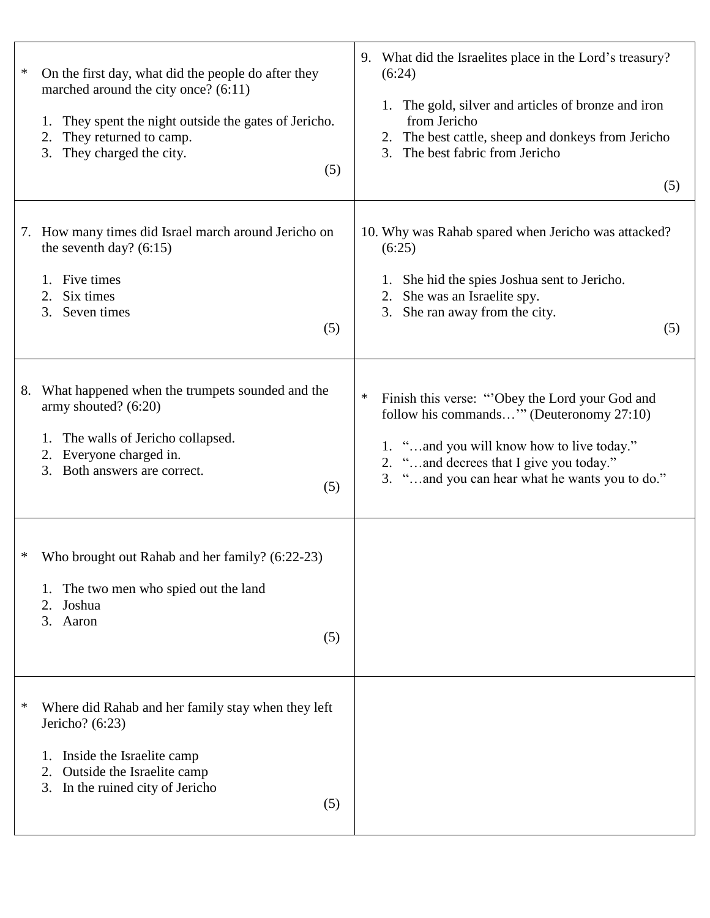\* On the first day, what did the people do after they marched around the city once? (6:11)

1. They spent the night outside the gates of Jericho.
2. They returned to camp.
3. They charged the city.

(5)

7. How many times did Israel march around Jericho on the seventh day? (6:15)

1. Five times
2. Six times
3. Seven times

(5)

8. What happened when the trumpets sounded and the army shouted? (6:20)

1. The walls of Jericho collapsed.
2. Everyone charged in.
3. Both answers are correct.

(5)

\* Who brought out Rahab and her family? (6:22-23)

1. The two men who spied out the land
2. Joshua
3. Aaron

(5)

\* Where did Rahab and her family stay when they left Jericho? (6:23)

1. Inside the Israelite camp
2. Outside the Israelite camp
3. In the ruined city of Jericho

(5)

9. What did the Israelites place in the Lord's treasury? (6:24)

1. The gold, silver and articles of bronze and iron from Jericho
2. The best cattle, sheep and donkeys from Jericho
3. The best fabric from Jericho

(5)

10. Why was Rahab spared when Jericho was attacked? (6:25)

1. She hid the spies Joshua sent to Jericho.
2. She was an Israelite spy.
3. She ran away from the city.

(5)

\* Finish this verse: "'Obey the Lord your God and follow his commands…'" (Deuteronomy 27:10)

1. "…and you will know how to live today."
2. "…and decrees that I give you today."
3. "…and you can hear what he wants you to do."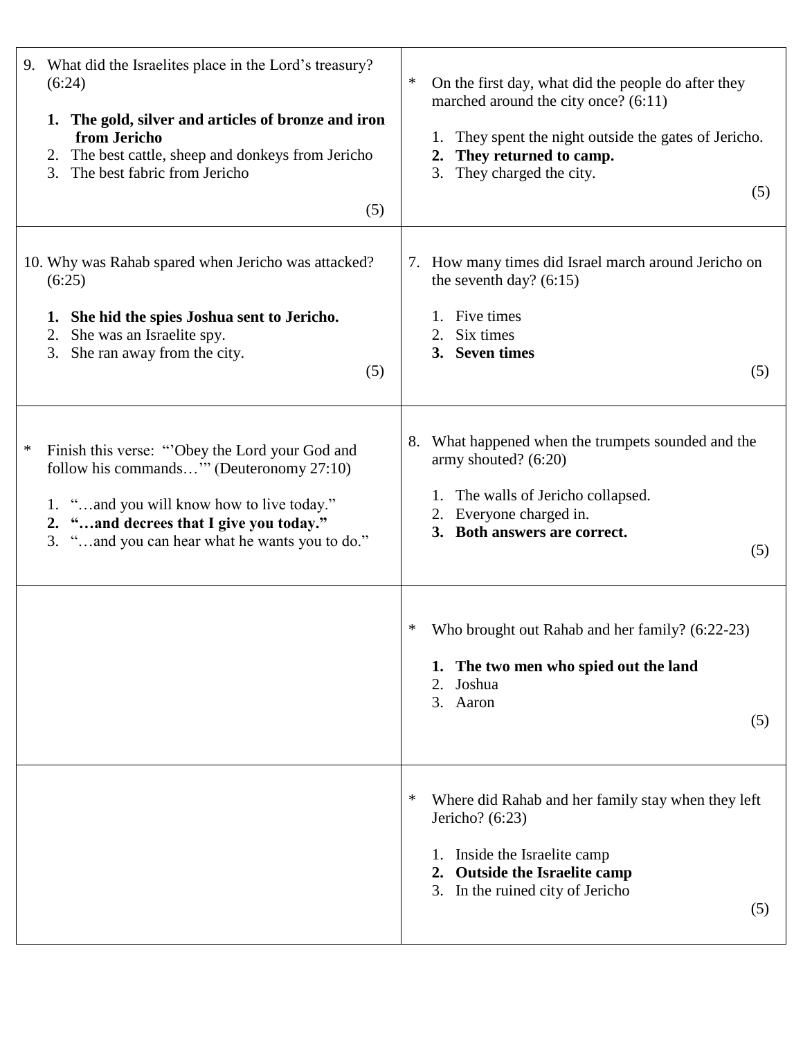9. What did the Israelites place in the Lord's treasury? (6:24)

   1. **The gold, silver and articles of bronze and iron from Jericho**
   2. The best cattle, sheep and donkeys from Jericho
   3. The best fabric from Jericho

(5)

10. Why was Rahab spared when Jericho was attacked? (6:25)

    1. **She hid the spies Joshua sent to Jericho.**
    2. She was an Israelite spy.
    3. She ran away from the city.

(5)

\* Finish this verse: "'Obey the Lord your God and follow his commands…'" (Deuteronomy 27:10)

1. "…and you will know how to live today."
2. **"…and decrees that I give you today."**
3. "…and you can hear what he wants you to do."

\* On the first day, what did the people do after they marched around the city once? (6:11)

1. They spent the night outside the gates of Jericho.
2. **They returned to camp.**
3. They charged the city.

(5)

7. How many times did Israel march around Jericho on the seventh day? (6:15)

   1. Five times
   2. Six times
   3. **Seven times**

(5)

8. What happened when the trumpets sounded and the army shouted? (6:20)

   1. The walls of Jericho collapsed.
   2. Everyone charged in.
   3. **Both answers are correct.**

(5)

\* Who brought out Rahab and her family? (6:22-23)

1. **The two men who spied out the land**
2. Joshua
3. Aaron

(5)

\* Where did Rahab and her family stay when they left Jericho? (6:23)

1. Inside the Israelite camp
2. **Outside the Israelite camp**
3. In the ruined city of Jericho

(5)